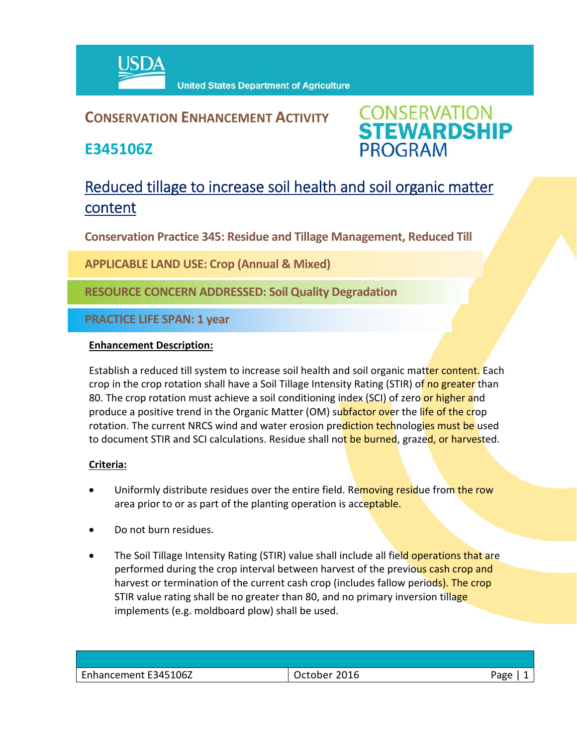United States Department of Agriculture

# CONSERVATION ENHANCEMENT ACTIVITY

## E345106Z

CONSERVATION STEWARDSHIP PROGRAM

## Reduced tillage to increase soil health and soil organic matter content

**Conservation Practice 345: Residue and Tillage Management, Reduced Till**

**APPLICABLE LAND USE: Crop (Annual & Mixed)**

**RESOURCE CONCERN ADDRESSED: Soil Quality Degradation**

**PRACTICE LIFE SPAN: 1 year**

**Enhancement Description:**

Establish a reduced till system to increase soil health and soil organic matter content. Each crop in the crop rotation shall have a Soil Tillage Intensity Rating (STIR) of no greater than 80. The crop rotation must achieve a soil conditioning index (SCI) of zero or higher and produce a positive trend in the Organic Matter (OM) subfactor over the life of the crop rotation. The current NRCS wind and water erosion prediction technologies must be used to document STIR and SCI calculations. Residue shall not be burned, grazed, or harvested.

**Criteria:**

- Uniformly distribute residues over the entire field. Removing residue from the row area prior to or as part of the planting operation is acceptable.
- Do not burn residues.
- The Soil Tillage Intensity Rating (STIR) value shall include all field operations that are performed during the crop interval between harvest of the previous cash crop and harvest or termination of the current cash crop (includes fallow periods). The crop STIR value rating shall be no greater than 80, and no primary inversion tillage implements (e.g. moldboard plow) shall be used.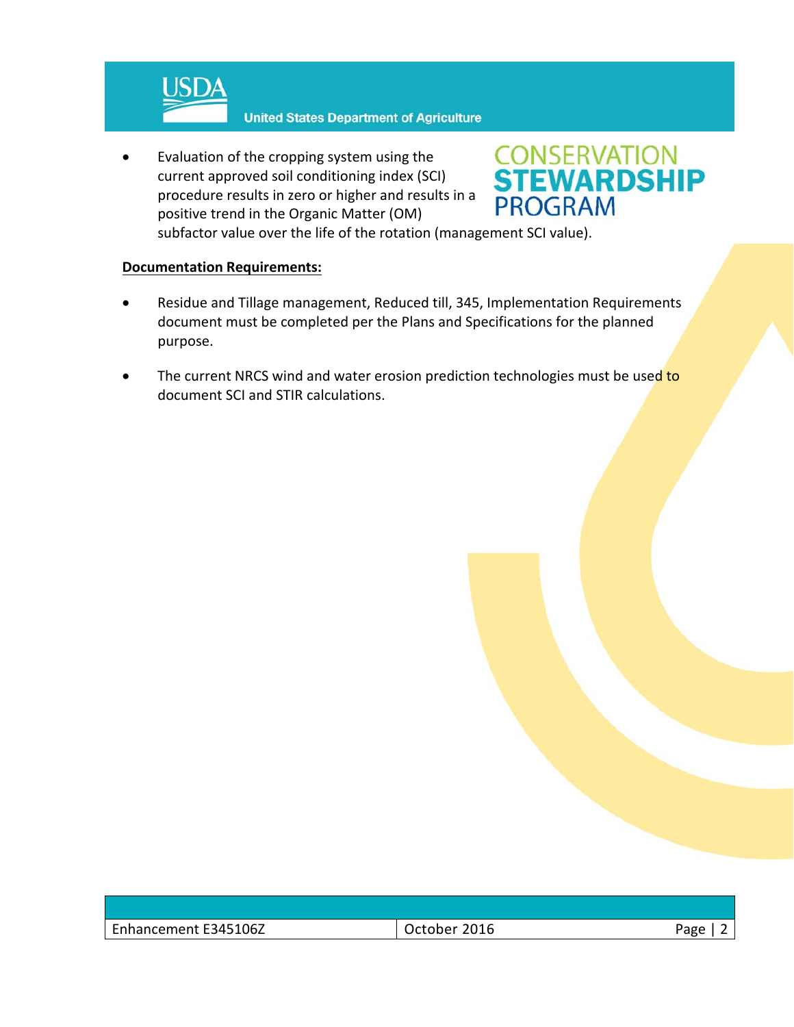- Evaluation of the cropping system using the current approved soil conditioning index (SCI) procedure results in zero or higher and results in a positive trend in the Organic Matter (OM) subfactor value over the life of the rotation (management SCI value).

**Documentation Requirements:**

- Residue and Tillage management, Reduced till, 345, Implementation Requirements document must be completed per the Plans and Specifications for the planned purpose.
- The current NRCS wind and water erosion prediction technologies must be used to document SCI and STIR calculations.